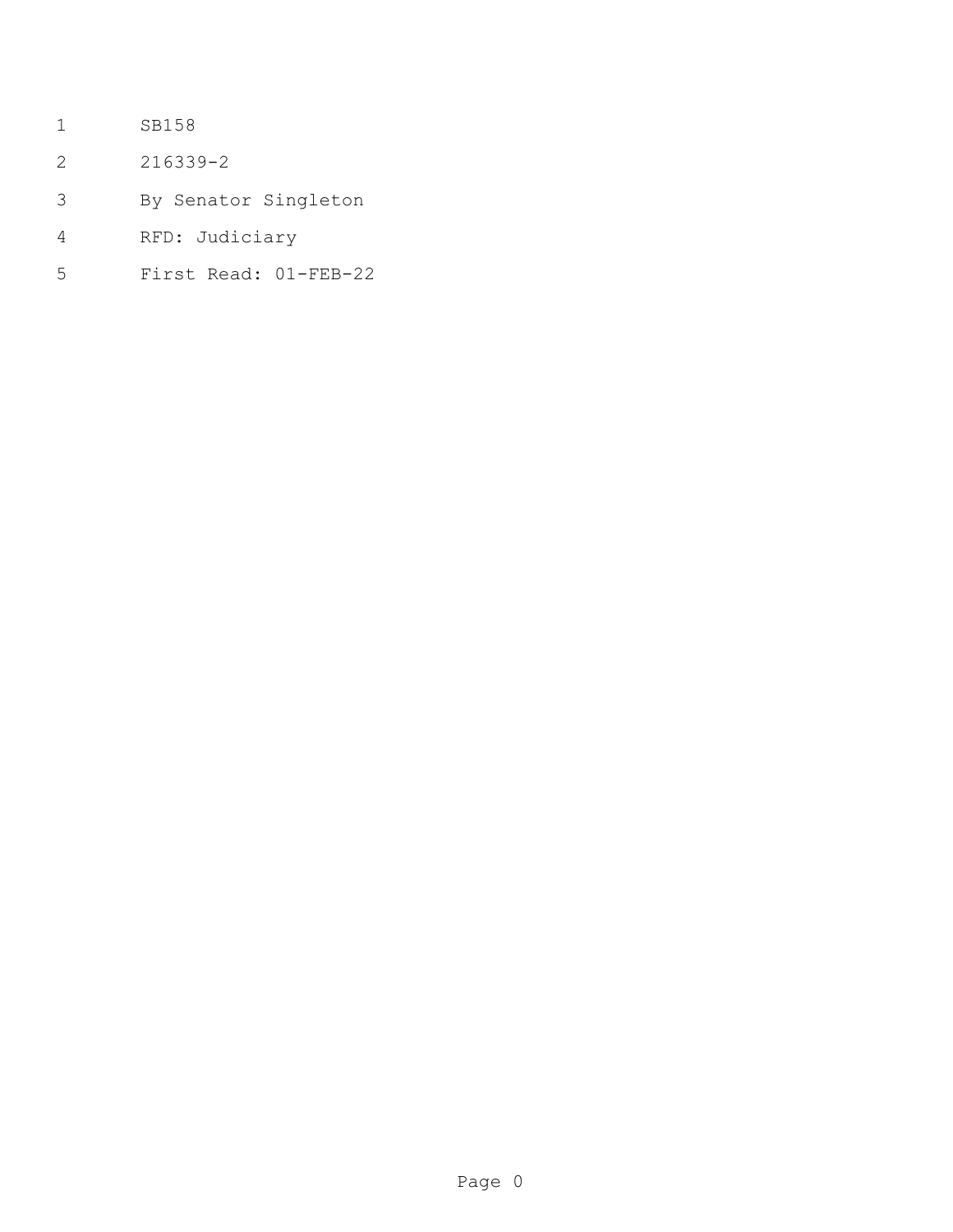SB158

216339-2

By Senator Singleton

RFD: Judiciary

First Read: 01-FEB-22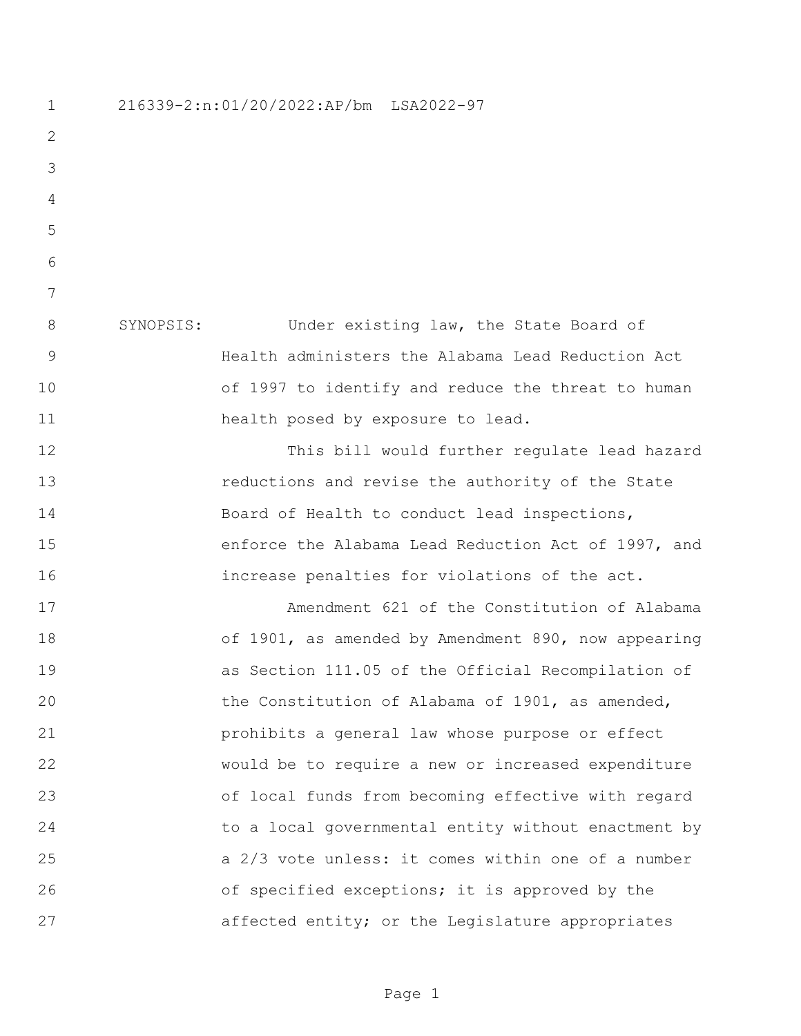216339-2:n:01/20/2022:AP/bm LSA2022-97

SYNOPSIS: Under existing law, the State Board of Health administers the Alabama Lead Reduction Act of 1997 to identify and reduce the threat to human health posed by exposure to lead.

This bill would further regulate lead hazard reductions and revise the authority of the State Board of Health to conduct lead inspections, enforce the Alabama Lead Reduction Act of 1997, and increase penalties for violations of the act.

Amendment 621 of the Constitution of Alabama of 1901, as amended by Amendment 890, now appearing as Section 111.05 of the Official Recompilation of the Constitution of Alabama of 1901, as amended, prohibits a general law whose purpose or effect would be to require a new or increased expenditure of local funds from becoming effective with regard to a local governmental entity without enactment by a 2/3 vote unless: it comes within one of a number of specified exceptions; it is approved by the affected entity; or the Legislature appropriates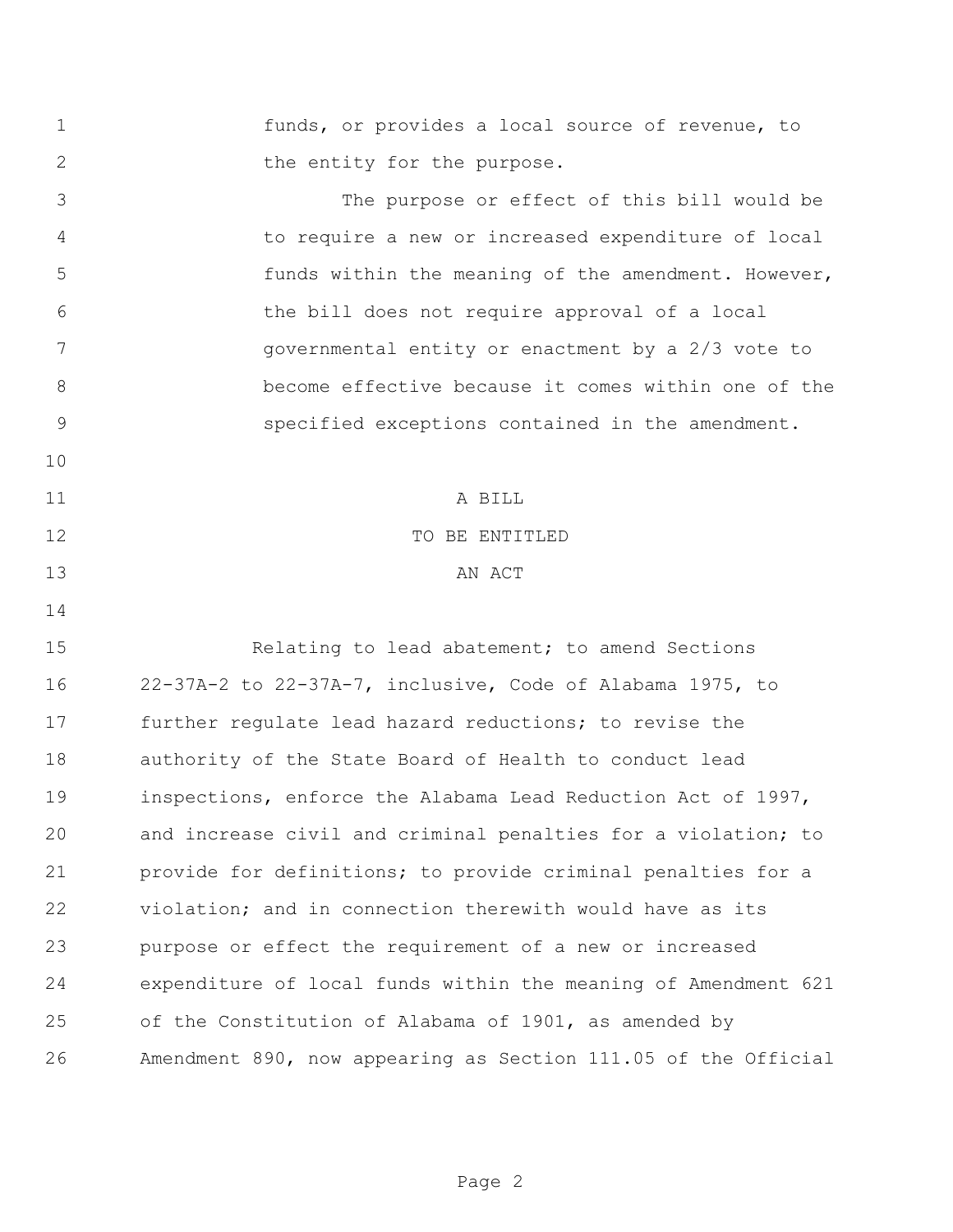funds, or provides a local source of revenue, to the entity for the purpose.

The purpose or effect of this bill would be to require a new or increased expenditure of local funds within the meaning of the amendment. However, the bill does not require approval of a local governmental entity or enactment by a 2/3 vote to become effective because it comes within one of the specified exceptions contained in the amendment.

A BILL
TO BE ENTITLED
AN ACT

Relating to lead abatement; to amend Sections 22-37A-2 to 22-37A-7, inclusive, Code of Alabama 1975, to further regulate lead hazard reductions; to revise the authority of the State Board of Health to conduct lead inspections, enforce the Alabama Lead Reduction Act of 1997, and increase civil and criminal penalties for a violation; to provide for definitions; to provide criminal penalties for a violation; and in connection therewith would have as its purpose or effect the requirement of a new or increased expenditure of local funds within the meaning of Amendment 621 of the Constitution of Alabama of 1901, as amended by Amendment 890, now appearing as Section 111.05 of the Official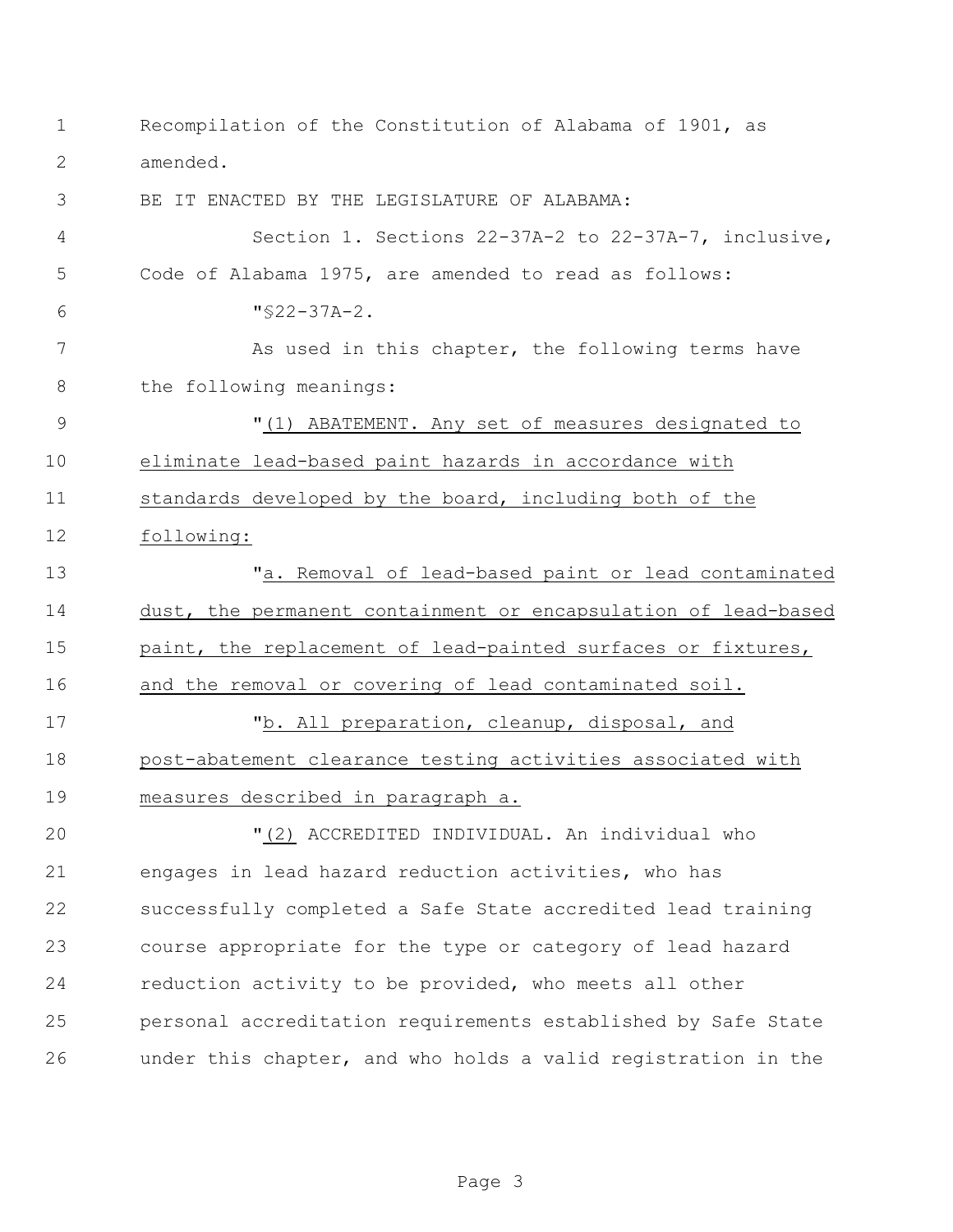Recompilation of the Constitution of Alabama of 1901, as amended.

BE IT ENACTED BY THE LEGISLATURE OF ALABAMA:

Section 1. Sections 22-37A-2 to 22-37A-7, inclusive, Code of Alabama 1975, are amended to read as follows:

"§22-37A-2.

As used in this chapter, the following terms have the following meanings:

"<u>(1) ABATEMENT. Any set of measures designated to eliminate lead-based paint hazards in accordance with standards developed by the board, including both of the following:</u>

"<u>a. Removal of lead-based paint or lead contaminated dust, the permanent containment or encapsulation of lead-based paint, the replacement of lead-painted surfaces or fixtures, and the removal or covering of lead contaminated soil.</u>

"<u>b. All preparation, cleanup, disposal, and post-abatement clearance testing activities associated with measures described in paragraph a.</u>

"<u>(2)</u> ACCREDITED INDIVIDUAL. An individual who engages in lead hazard reduction activities, who has successfully completed a Safe State accredited lead training course appropriate for the type or category of lead hazard reduction activity to be provided, who meets all other personal accreditation requirements established by Safe State under this chapter, and who holds a valid registration in the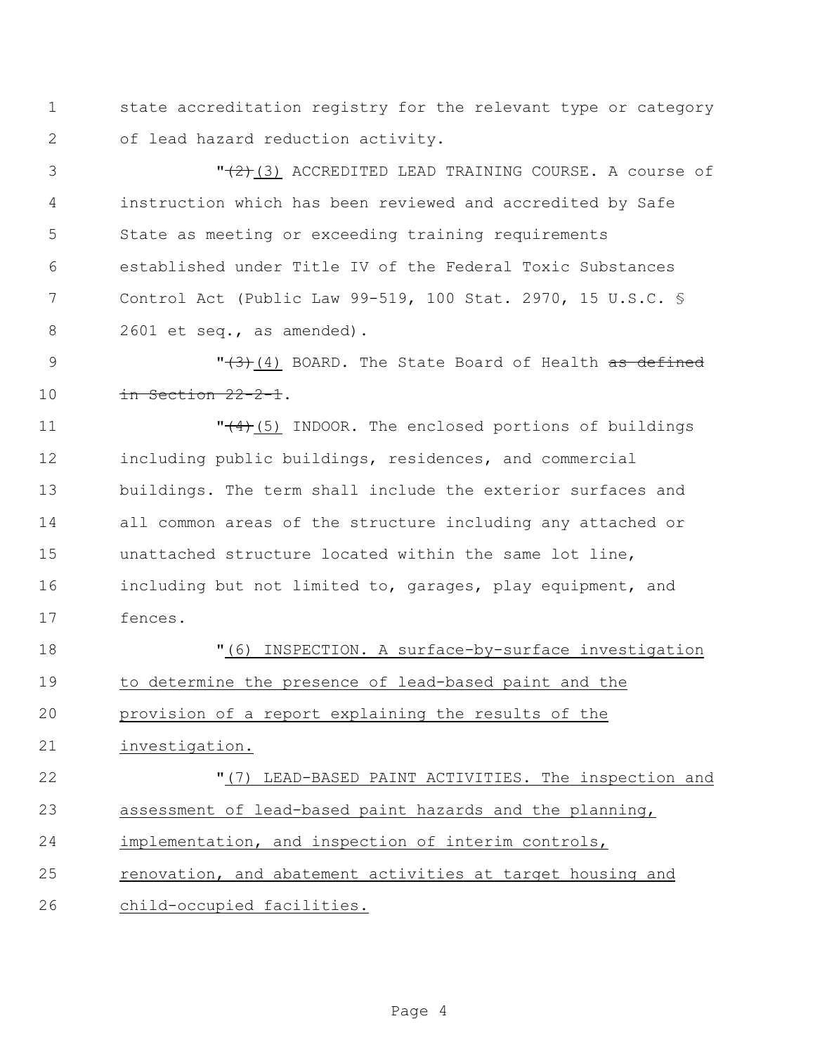state accreditation registry for the relevant type or category of lead hazard reduction activity.

"~~(2)~~(3) ACCREDITED LEAD TRAINING COURSE. A course of instruction which has been reviewed and accredited by Safe State as meeting or exceeding training requirements established under Title IV of the Federal Toxic Substances Control Act (Public Law 99-519, 100 Stat. 2970, 15 U.S.C. § 2601 et seq., as amended).

"~~(3)~~(4) BOARD. The State Board of Health ~~as defined in Section 22-2-1~~.

"~~(4)~~(5) INDOOR. The enclosed portions of buildings including public buildings, residences, and commercial buildings. The term shall include the exterior surfaces and all common areas of the structure including any attached or unattached structure located within the same lot line, including but not limited to, garages, play equipment, and fences.

"(6) INSPECTION. A surface-by-surface investigation to determine the presence of lead-based paint and the provision of a report explaining the results of the investigation.

"(7) LEAD-BASED PAINT ACTIVITIES. The inspection and assessment of lead-based paint hazards and the planning, implementation, and inspection of interim controls, renovation, and abatement activities at target housing and child-occupied facilities.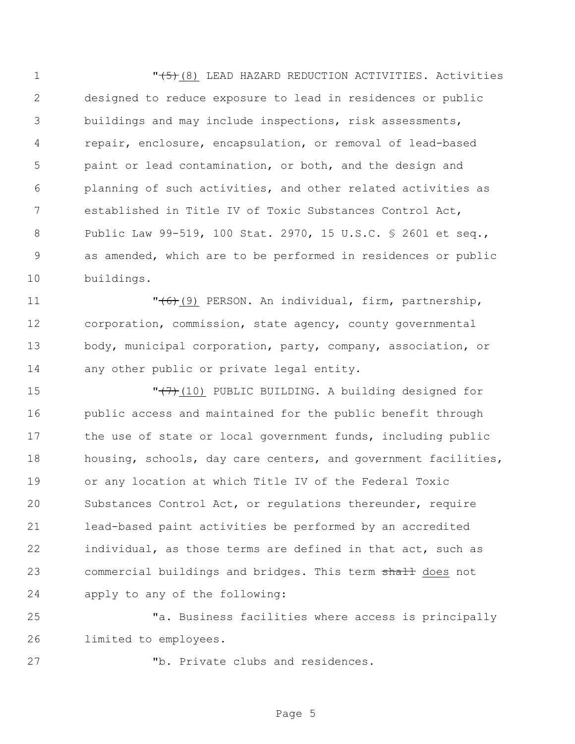"~~(5)~~ (8) LEAD HAZARD REDUCTION ACTIVITIES. Activities designed to reduce exposure to lead in residences or public buildings and may include inspections, risk assessments, repair, enclosure, encapsulation, or removal of lead-based paint or lead contamination, or both, and the design and planning of such activities, and other related activities as established in Title IV of Toxic Substances Control Act, Public Law 99-519, 100 Stat. 2970, 15 U.S.C. § 2601 et seq., as amended, which are to be performed in residences or public buildings.

"~~(6)~~ (9) PERSON. An individual, firm, partnership, corporation, commission, state agency, county governmental body, municipal corporation, party, company, association, or any other public or private legal entity.

"~~(7)~~ (10) PUBLIC BUILDING. A building designed for public access and maintained for the public benefit through the use of state or local government funds, including public housing, schools, day care centers, and government facilities, or any location at which Title IV of the Federal Toxic Substances Control Act, or regulations thereunder, require lead-based paint activities be performed by an accredited individual, as those terms are defined in that act, such as commercial buildings and bridges. This term ~~shall~~ does not apply to any of the following:

"a. Business facilities where access is principally limited to employees.

"b. Private clubs and residences.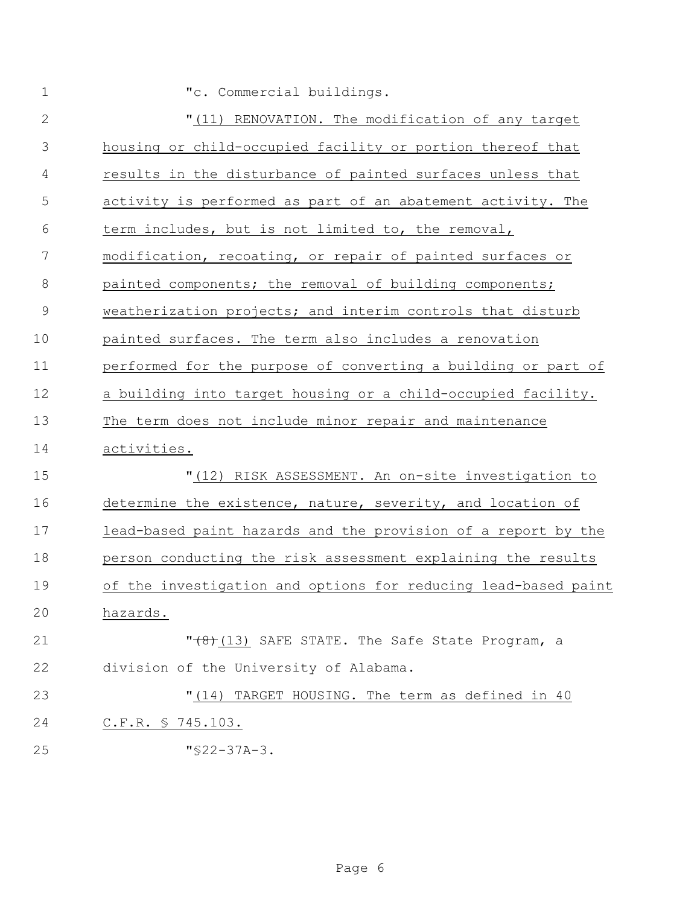"c. Commercial buildings.

"(11) RENOVATION. The modification of any target housing or child-occupied facility or portion thereof that results in the disturbance of painted surfaces unless that activity is performed as part of an abatement activity. The term includes, but is not limited to, the removal, modification, recoating, or repair of painted surfaces or painted components; the removal of building components; weatherization projects; and interim controls that disturb painted surfaces. The term also includes a renovation performed for the purpose of converting a building or part of a building into target housing or a child-occupied facility. The term does not include minor repair and maintenance activities.

"(12) RISK ASSESSMENT. An on-site investigation to determine the existence, nature, severity, and location of lead-based paint hazards and the provision of a report by the person conducting the risk assessment explaining the results of the investigation and options for reducing lead-based paint hazards.

"~~(8)~~(13) SAFE STATE. The Safe State Program, a division of the University of Alabama.

"(14) TARGET HOUSING. The term as defined in 40 C.F.R. § 745.103.

"§22-37A-3.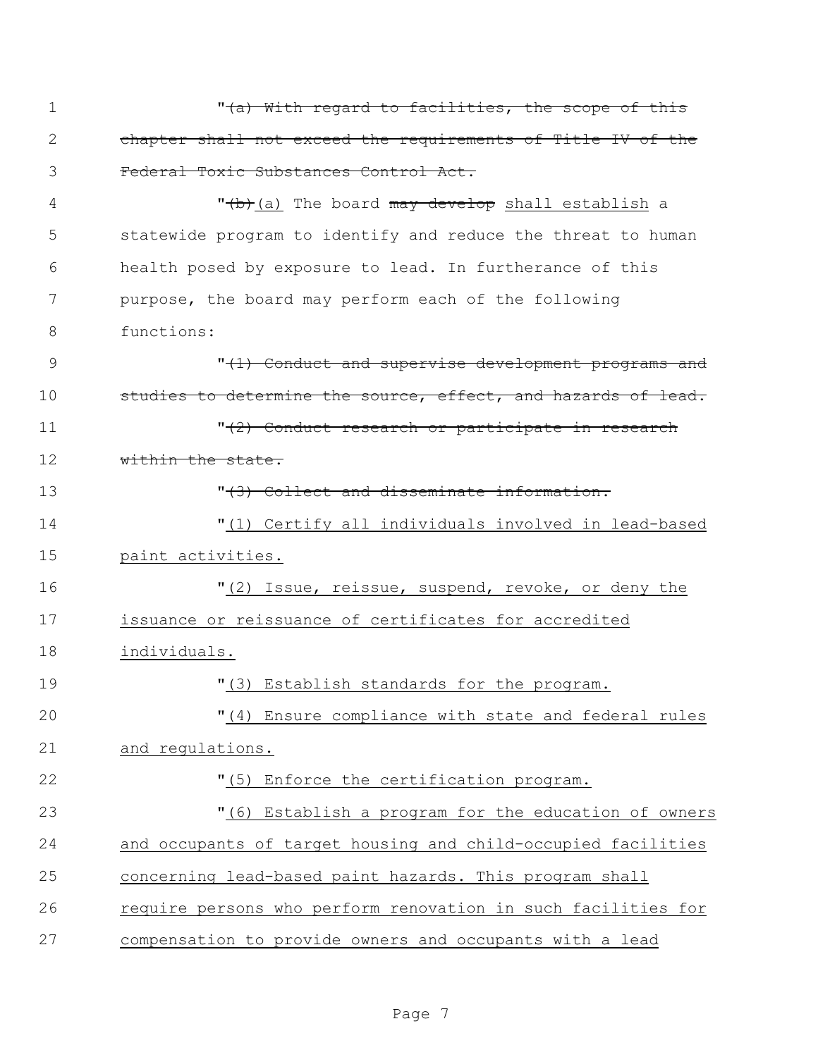"~~(a) With regard to facilities, the scope of this chapter shall not exceed the requirements of Title IV of the Federal Toxic Substances Control Act.~~

"~~(b)~~<u>(a)</u> The board ~~may develop~~ <u>shall establish</u> a statewide program to identify and reduce the threat to human health posed by exposure to lead. In furtherance of this purpose, the board may perform each of the following functions:

"~~(1) Conduct and supervise development programs and studies to determine the source, effect, and hazards of lead.~~

"~~(2) Conduct research or participate in research within the state.~~

"~~(3) Collect and disseminate information.~~

"<u>(1) Certify all individuals involved in lead-based paint activities.</u>

"<u>(2) Issue, reissue, suspend, revoke, or deny the issuance or reissuance of certificates for accredited individuals.</u>

"<u>(3) Establish standards for the program.</u>

"<u>(4) Ensure compliance with state and federal rules and regulations.</u>

"<u>(5) Enforce the certification program.</u>

"<u>(6) Establish a program for the education of owners and occupants of target housing and child-occupied facilities concerning lead-based paint hazards. This program shall require persons who perform renovation in such facilities for compensation to provide owners and occupants with a lead</u>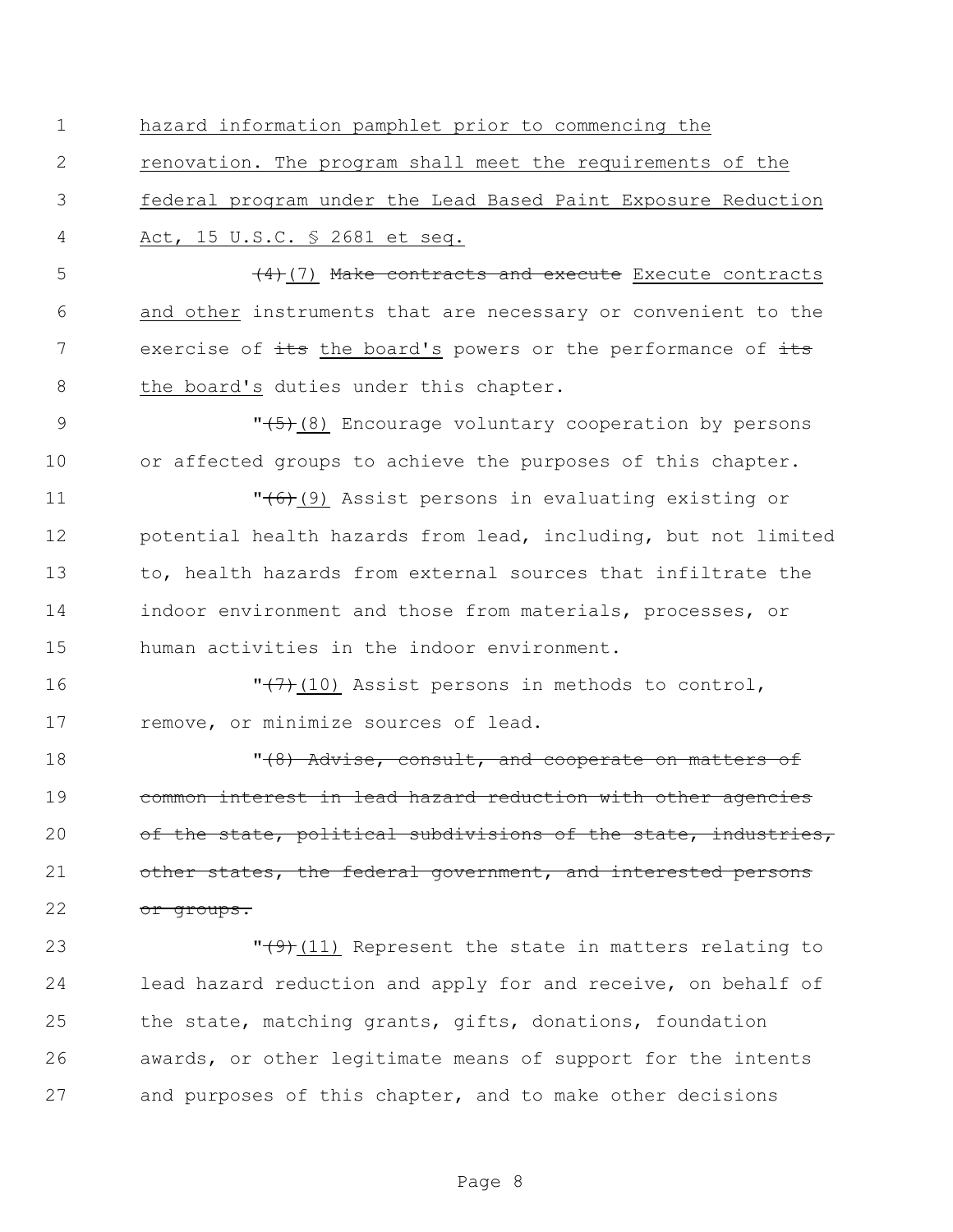hazard information pamphlet prior to commencing the renovation. The program shall meet the requirements of the federal program under the Lead Based Paint Exposure Reduction Act, 15 U.S.C. § 2681 et seq.

~~(4)~~(7) ~~Make contracts and execute~~ Execute contracts and other instruments that are necessary or convenient to the exercise of ~~its~~ the board's powers or the performance of ~~its~~ the board's duties under this chapter.

"~~(5)~~(8) Encourage voluntary cooperation by persons or affected groups to achieve the purposes of this chapter.

"~~(6)~~(9) Assist persons in evaluating existing or potential health hazards from lead, including, but not limited to, health hazards from external sources that infiltrate the indoor environment and those from materials, processes, or human activities in the indoor environment.

"~~(7)~~(10) Assist persons in methods to control, remove, or minimize sources of lead.

"~~(8) Advise, consult, and cooperate on matters of common interest in lead hazard reduction with other agencies of the state, political subdivisions of the state, industries, other states, the federal government, and interested persons or groups.~~

"~~(9)~~(11) Represent the state in matters relating to lead hazard reduction and apply for and receive, on behalf of the state, matching grants, gifts, donations, foundation awards, or other legitimate means of support for the intents and purposes of this chapter, and to make other decisions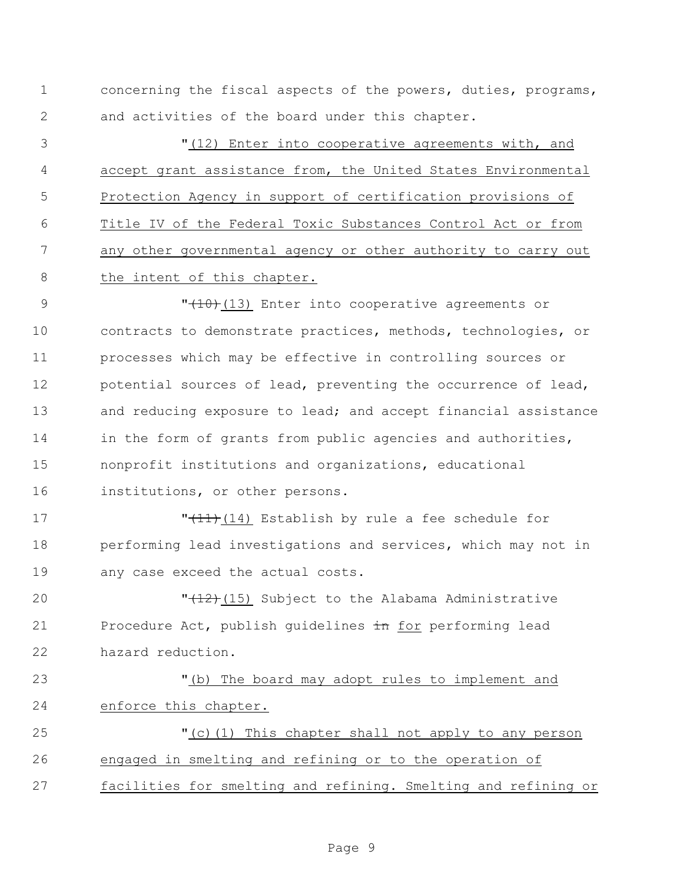concerning the fiscal aspects of the powers, duties, programs, and activities of the board under this chapter.

"(12) Enter into cooperative agreements with, and accept grant assistance from, the United States Environmental Protection Agency in support of certification provisions of Title IV of the Federal Toxic Substances Control Act or from any other governmental agency or other authority to carry out the intent of this chapter.

"~~(10)~~(13) Enter into cooperative agreements or contracts to demonstrate practices, methods, technologies, or processes which may be effective in controlling sources or potential sources of lead, preventing the occurrence of lead, and reducing exposure to lead; and accept financial assistance in the form of grants from public agencies and authorities, nonprofit institutions and organizations, educational institutions, or other persons.

"~~(11)~~(14) Establish by rule a fee schedule for performing lead investigations and services, which may not in any case exceed the actual costs.

"~~(12)~~(15) Subject to the Alabama Administrative Procedure Act, publish guidelines ~~in~~ for performing lead hazard reduction.

"(b) The board may adopt rules to implement and enforce this chapter.

"(c)(1) This chapter shall not apply to any person engaged in smelting and refining or to the operation of facilities for smelting and refining. Smelting and refining or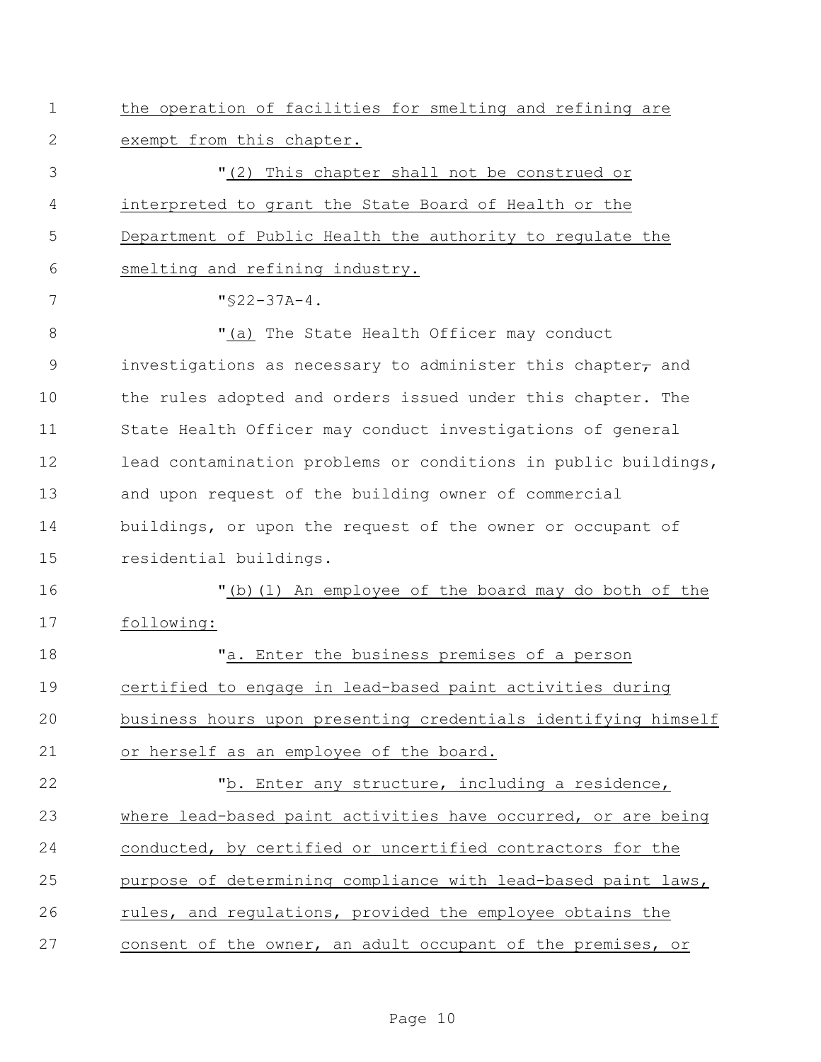the operation of facilities for smelting and refining are exempt from this chapter.

"(2) This chapter shall not be construed or interpreted to grant the State Board of Health or the Department of Public Health the authority to regulate the smelting and refining industry.

"§22-37A-4.

"(a) The State Health Officer may conduct investigations as necessary to administer this chapter, and the rules adopted and orders issued under this chapter. The State Health Officer may conduct investigations of general lead contamination problems or conditions in public buildings, and upon request of the building owner of commercial buildings, or upon the request of the owner or occupant of residential buildings.

"(b)(1) An employee of the board may do both of the following:

"a. Enter the business premises of a person certified to engage in lead-based paint activities during business hours upon presenting credentials identifying himself or herself as an employee of the board.

"b. Enter any structure, including a residence, where lead-based paint activities have occurred, or are being conducted, by certified or uncertified contractors for the purpose of determining compliance with lead-based paint laws, rules, and regulations, provided the employee obtains the consent of the owner, an adult occupant of the premises, or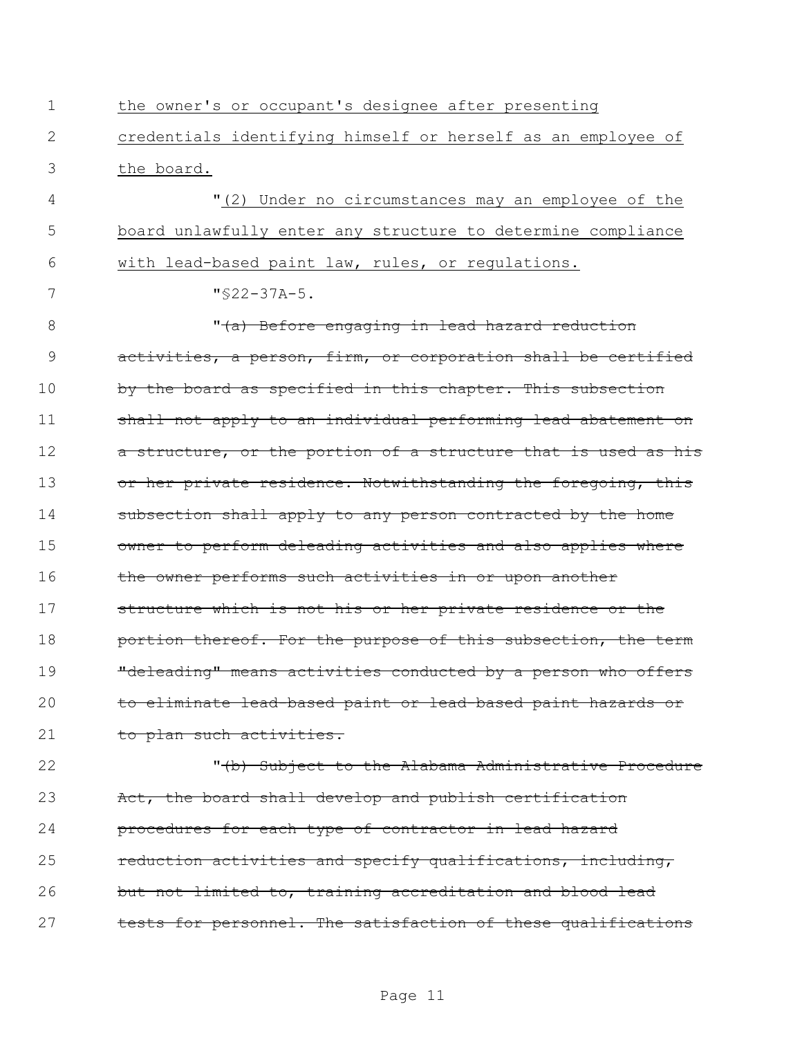the owner's or occupant's designee after presenting credentials identifying himself or herself as an employee of the board.

"(2) Under no circumstances may an employee of the board unlawfully enter any structure to determine compliance with lead-based paint law, rules, or regulations.

"§22-37A-5.

"~~(a) Before engaging in lead hazard reduction activities, a person, firm, or corporation shall be certified by the board as specified in this chapter. This subsection shall not apply to an individual performing lead abatement on a structure, or the portion of a structure that is used as his or her private residence. Notwithstanding the foregoing, this subsection shall apply to any person contracted by the home owner to perform deleading activities and also applies where the owner performs such activities in or upon another structure which is not his or her private residence or the portion thereof. For the purpose of this subsection, the term "deleading" means activities conducted by a person who offers to eliminate lead-based paint or lead-based paint hazards or to plan such activities.~~

"~~(b) Subject to the Alabama Administrative Procedure Act, the board shall develop and publish certification procedures for each type of contractor in lead hazard reduction activities and specify qualifications, including, but not limited to, training accreditation and blood lead tests for personnel. The satisfaction of these qualifications~~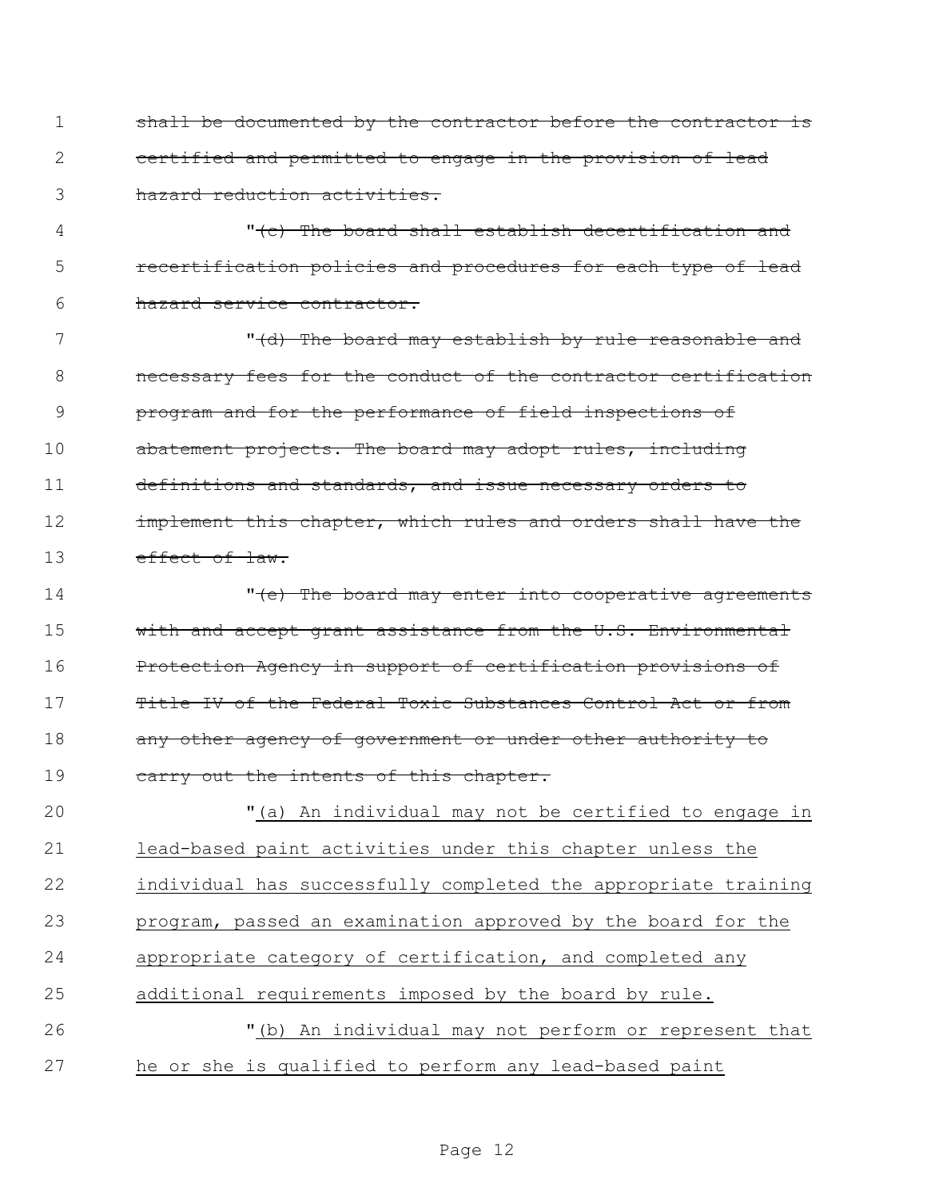~~shall be documented by the contractor before the contractor is certified and permitted to engage in the provision of lead hazard reduction activities.~~

"~~(c) The board shall establish decertification and recertification policies and procedures for each type of lead hazard service contractor.~~

"~~(d) The board may establish by rule reasonable and necessary fees for the conduct of the contractor certification program and for the performance of field inspections of abatement projects. The board may adopt rules, including definitions and standards, and issue necessary orders to implement this chapter, which rules and orders shall have the effect of law.~~

"~~(e) The board may enter into cooperative agreements with and accept grant assistance from the U.S. Environmental Protection Agency in support of certification provisions of Title IV of the Federal Toxic Substances Control Act or from any other agency of government or under other authority to carry out the intents of this chapter.~~

"<u>(a) An individual may not be certified to engage in lead-based paint activities under this chapter unless the individual has successfully completed the appropriate training program, passed an examination approved by the board for the appropriate category of certification, and completed any additional requirements imposed by the board by rule.</u>

"<u>(b) An individual may not perform or represent that he or she is qualified to perform any lead-based paint</u>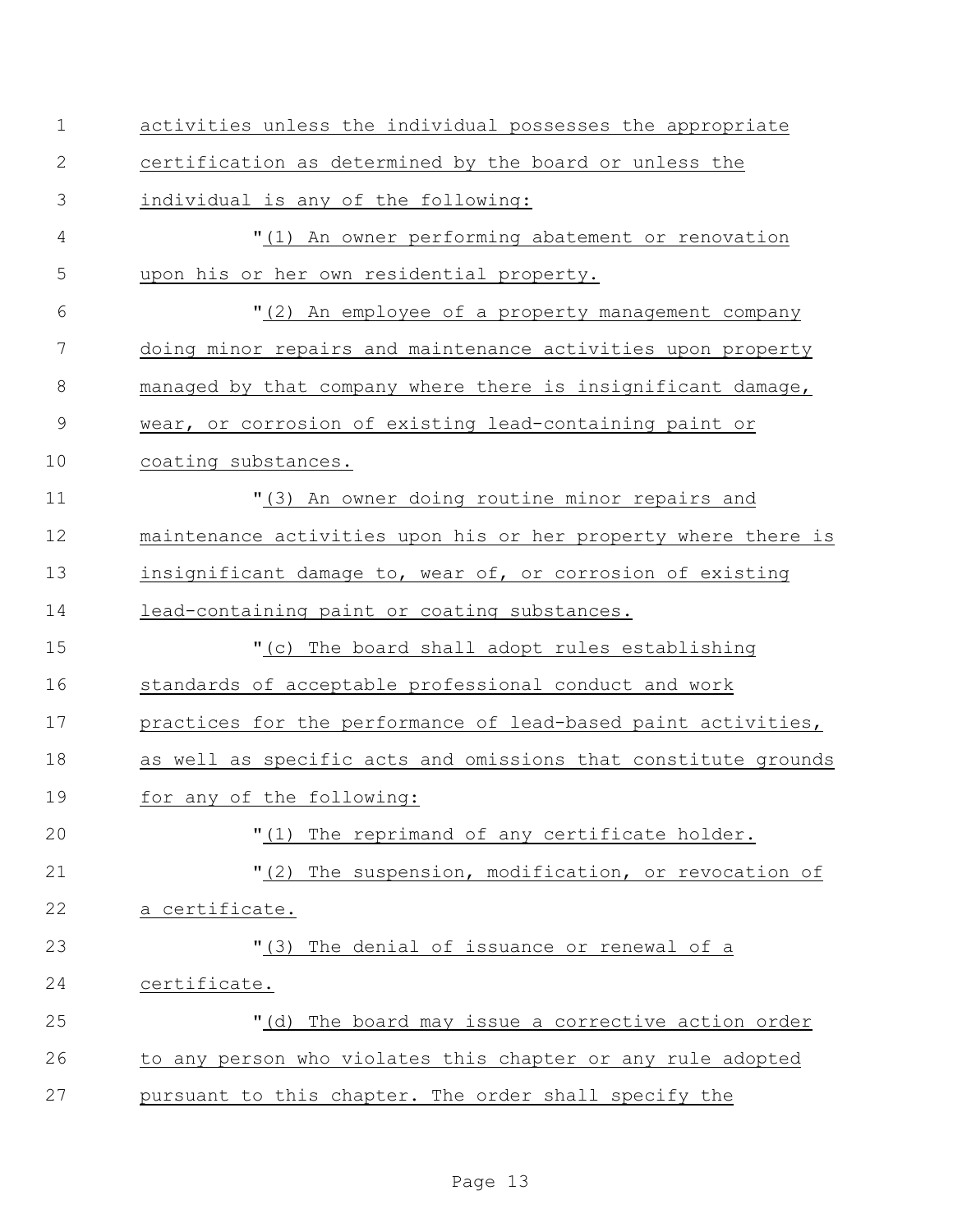activities unless the individual possesses the appropriate certification as determined by the board or unless the individual is any of the following:

"(1) An owner performing abatement or renovation upon his or her own residential property.

"(2) An employee of a property management company doing minor repairs and maintenance activities upon property managed by that company where there is insignificant damage, wear, or corrosion of existing lead-containing paint or coating substances.

"(3) An owner doing routine minor repairs and maintenance activities upon his or her property where there is insignificant damage to, wear of, or corrosion of existing lead-containing paint or coating substances.

"(c) The board shall adopt rules establishing standards of acceptable professional conduct and work practices for the performance of lead-based paint activities, as well as specific acts and omissions that constitute grounds for any of the following:

"(1) The reprimand of any certificate holder.

"(2) The suspension, modification, or revocation of a certificate.

"(3) The denial of issuance or renewal of a certificate.

"(d) The board may issue a corrective action order to any person who violates this chapter or any rule adopted pursuant to this chapter. The order shall specify the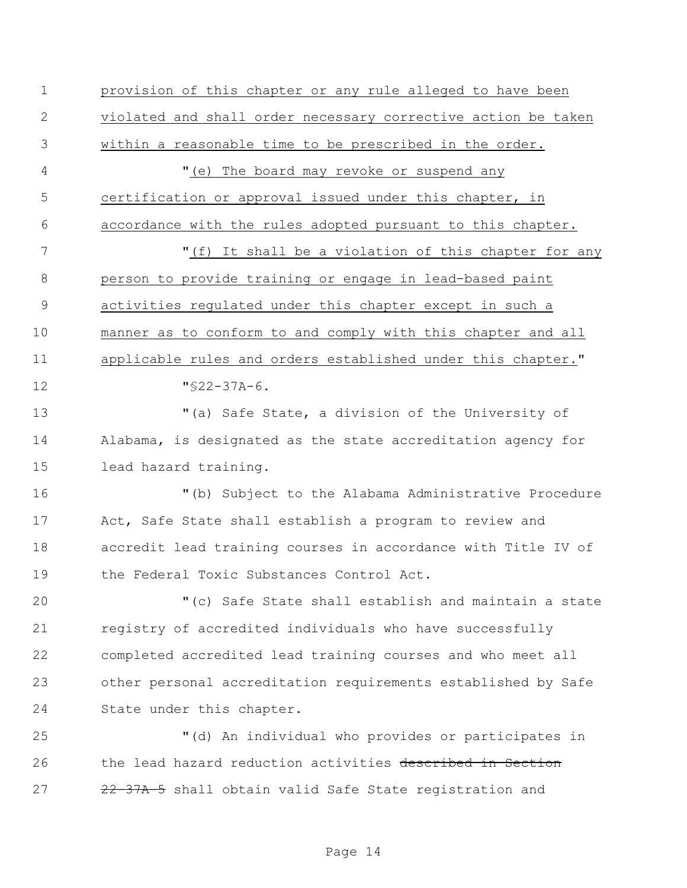provision of this chapter or any rule alleged to have been violated and shall order necessary corrective action be taken within a reasonable time to be prescribed in the order.

"(e) The board may revoke or suspend any certification or approval issued under this chapter, in accordance with the rules adopted pursuant to this chapter.

"(f) It shall be a violation of this chapter for any person to provide training or engage in lead-based paint activities regulated under this chapter except in such a manner as to conform to and comply with this chapter and all applicable rules and orders established under this chapter."

"§22-37A-6.

"(a) Safe State, a division of the University of Alabama, is designated as the state accreditation agency for lead hazard training.

"(b) Subject to the Alabama Administrative Procedure Act, Safe State shall establish a program to review and accredit lead training courses in accordance with Title IV of the Federal Toxic Substances Control Act.

"(c) Safe State shall establish and maintain a state registry of accredited individuals who have successfully completed accredited lead training courses and who meet all other personal accreditation requirements established by Safe State under this chapter.

"(d) An individual who provides or participates in the lead hazard reduction activities ~~described in Section 22-37A-5~~ shall obtain valid Safe State registration and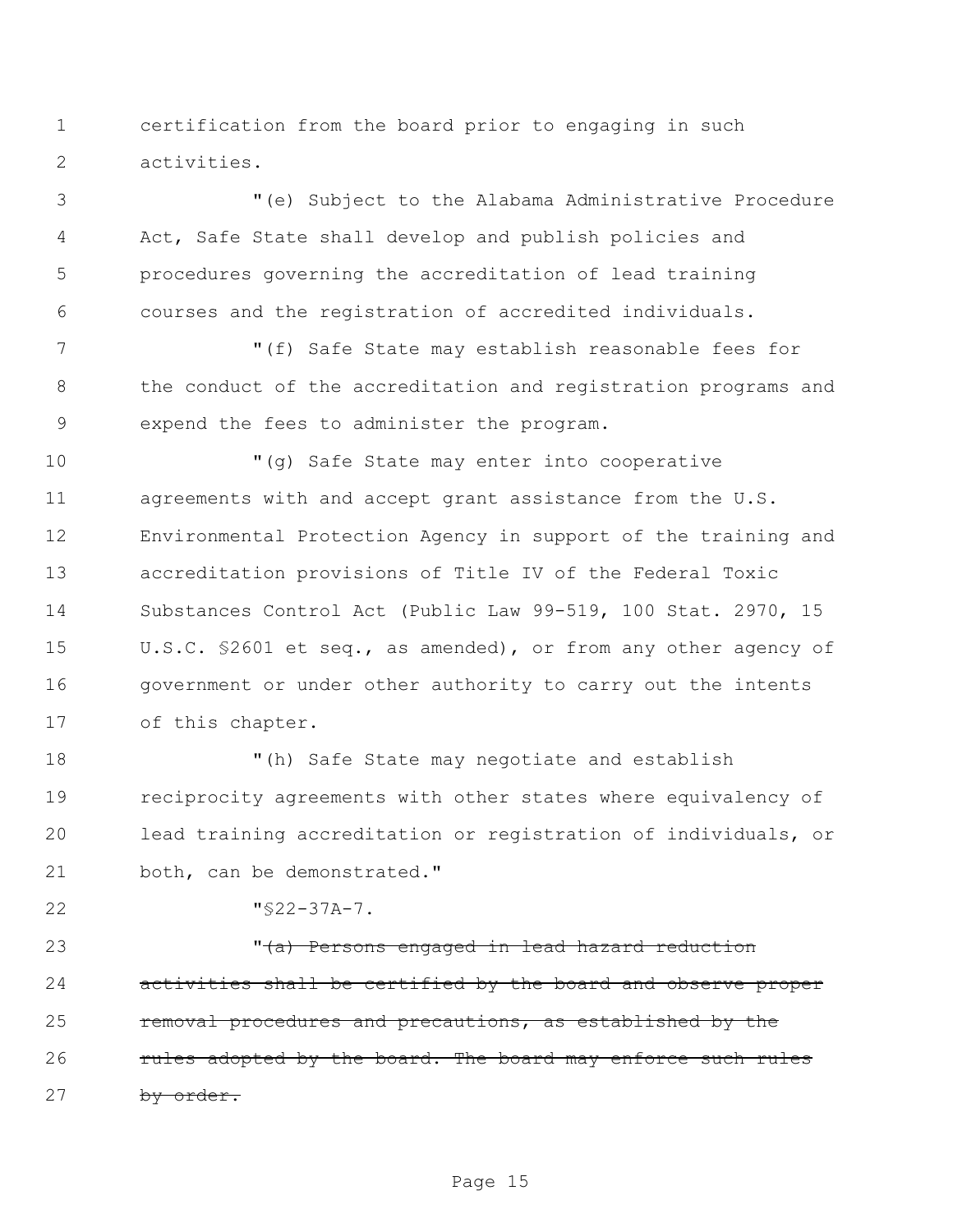certification from the board prior to engaging in such activities.

"(e) Subject to the Alabama Administrative Procedure Act, Safe State shall develop and publish policies and procedures governing the accreditation of lead training courses and the registration of accredited individuals.

"(f) Safe State may establish reasonable fees for the conduct of the accreditation and registration programs and expend the fees to administer the program.

"(g) Safe State may enter into cooperative agreements with and accept grant assistance from the U.S. Environmental Protection Agency in support of the training and accreditation provisions of Title IV of the Federal Toxic Substances Control Act (Public Law 99-519, 100 Stat. 2970, 15 U.S.C. §2601 et seq., as amended), or from any other agency of government or under other authority to carry out the intents of this chapter.

"(h) Safe State may negotiate and establish reciprocity agreements with other states where equivalency of lead training accreditation or registration of individuals, or both, can be demonstrated."

"§22-37A-7.

"~~(a) Persons engaged in lead hazard reduction activities shall be certified by the board and observe proper removal procedures and precautions, as established by the rules adopted by the board. The board may enforce such rules by order.~~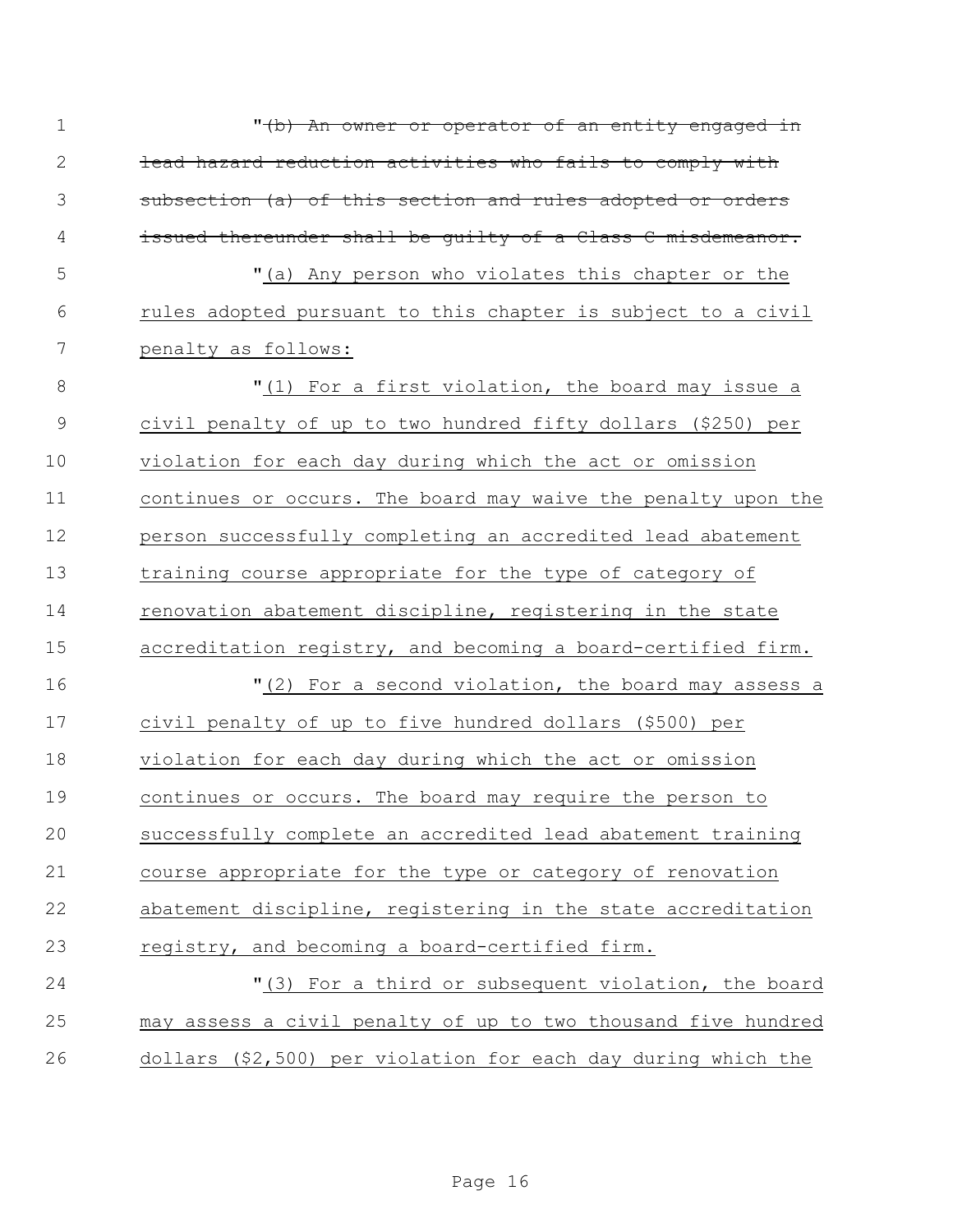"~~(b) An owner or operator of an entity engaged in lead hazard reduction activities who fails to comply with subsection (a) of this section and rules adopted or orders issued thereunder shall be guilty of a Class C misdemeanor.~~

"(a) Any person who violates this chapter or the rules adopted pursuant to this chapter is subject to a civil penalty as follows:

"(1) For a first violation, the board may issue a civil penalty of up to two hundred fifty dollars ($250) per violation for each day during which the act or omission continues or occurs. The board may waive the penalty upon the person successfully completing an accredited lead abatement training course appropriate for the type of category of renovation abatement discipline, registering in the state accreditation registry, and becoming a board-certified firm.

"(2) For a second violation, the board may assess a civil penalty of up to five hundred dollars ($500) per violation for each day during which the act or omission continues or occurs. The board may require the person to successfully complete an accredited lead abatement training course appropriate for the type or category of renovation abatement discipline, registering in the state accreditation registry, and becoming a board-certified firm.

"(3) For a third or subsequent violation, the board may assess a civil penalty of up to two thousand five hundred dollars ($2,500) per violation for each day during which the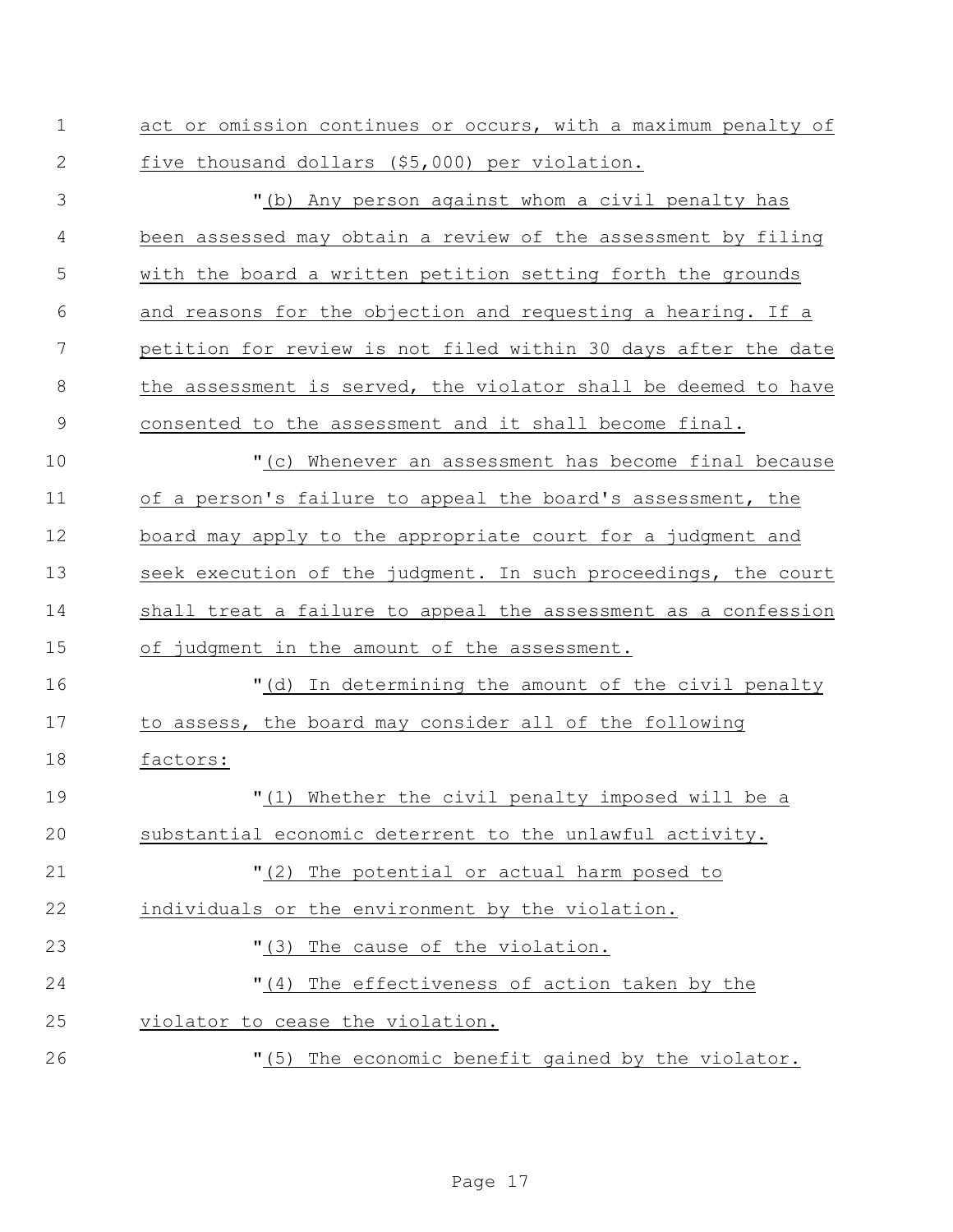act or omission continues or occurs, with a maximum penalty of five thousand dollars ($5,000) per violation.

"(b) Any person against whom a civil penalty has been assessed may obtain a review of the assessment by filing with the board a written petition setting forth the grounds and reasons for the objection and requesting a hearing. If a petition for review is not filed within 30 days after the date the assessment is served, the violator shall be deemed to have consented to the assessment and it shall become final.

"(c) Whenever an assessment has become final because of a person's failure to appeal the board's assessment, the board may apply to the appropriate court for a judgment and seek execution of the judgment. In such proceedings, the court shall treat a failure to appeal the assessment as a confession of judgment in the amount of the assessment.

"(d) In determining the amount of the civil penalty to assess, the board may consider all of the following factors:

"(1) Whether the civil penalty imposed will be a substantial economic deterrent to the unlawful activity.

"(2) The potential or actual harm posed to individuals or the environment by the violation.

"(3) The cause of the violation.

"(4) The effectiveness of action taken by the violator to cease the violation.

"(5) The economic benefit gained by the violator.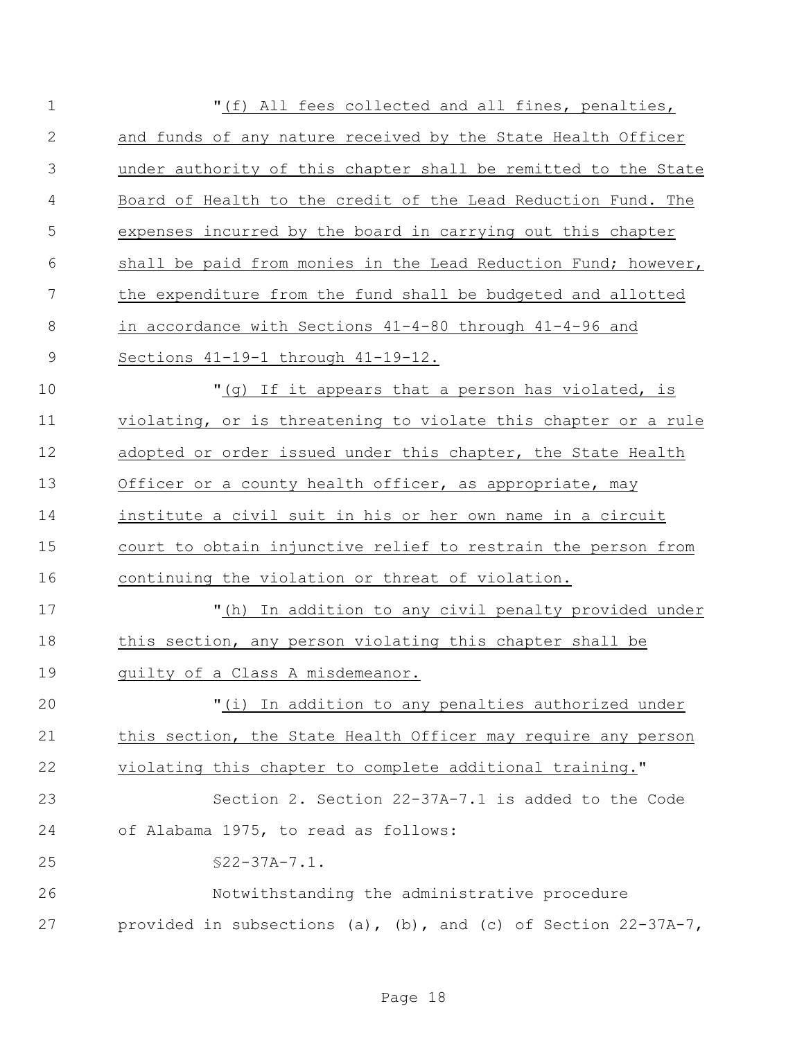"(f) All fees collected and all fines, penalties, and funds of any nature received by the State Health Officer under authority of this chapter shall be remitted to the State Board of Health to the credit of the Lead Reduction Fund. The expenses incurred by the board in carrying out this chapter shall be paid from monies in the Lead Reduction Fund; however, the expenditure from the fund shall be budgeted and allotted in accordance with Sections 41-4-80 through 41-4-96 and Sections 41-19-1 through 41-19-12.

"(g) If it appears that a person has violated, is violating, or is threatening to violate this chapter or a rule adopted or order issued under this chapter, the State Health Officer or a county health officer, as appropriate, may institute a civil suit in his or her own name in a circuit court to obtain injunctive relief to restrain the person from continuing the violation or threat of violation.

"(h) In addition to any civil penalty provided under this section, any person violating this chapter shall be guilty of a Class A misdemeanor.

"(i) In addition to any penalties authorized under this section, the State Health Officer may require any person violating this chapter to complete additional training."

Section 2. Section 22-37A-7.1 is added to the Code of Alabama 1975, to read as follows:

§22-37A-7.1.

Notwithstanding the administrative procedure provided in subsections (a), (b), and (c) of Section 22-37A-7,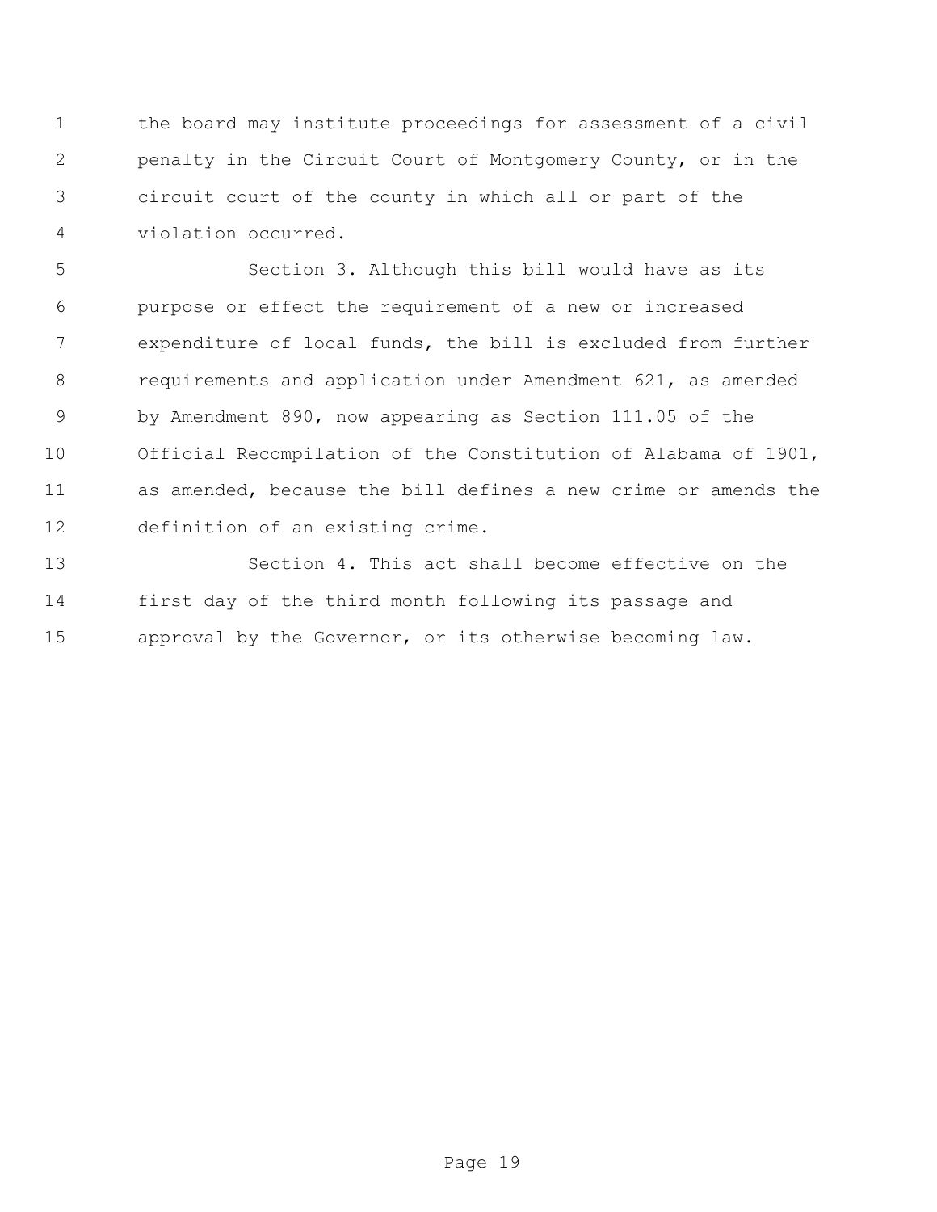the board may institute proceedings for assessment of a civil penalty in the Circuit Court of Montgomery County, or in the circuit court of the county in which all or part of the violation occurred.

Section 3. Although this bill would have as its purpose or effect the requirement of a new or increased expenditure of local funds, the bill is excluded from further requirements and application under Amendment 621, as amended by Amendment 890, now appearing as Section 111.05 of the Official Recompilation of the Constitution of Alabama of 1901, as amended, because the bill defines a new crime or amends the definition of an existing crime.

Section 4. This act shall become effective on the first day of the third month following its passage and approval by the Governor, or its otherwise becoming law.